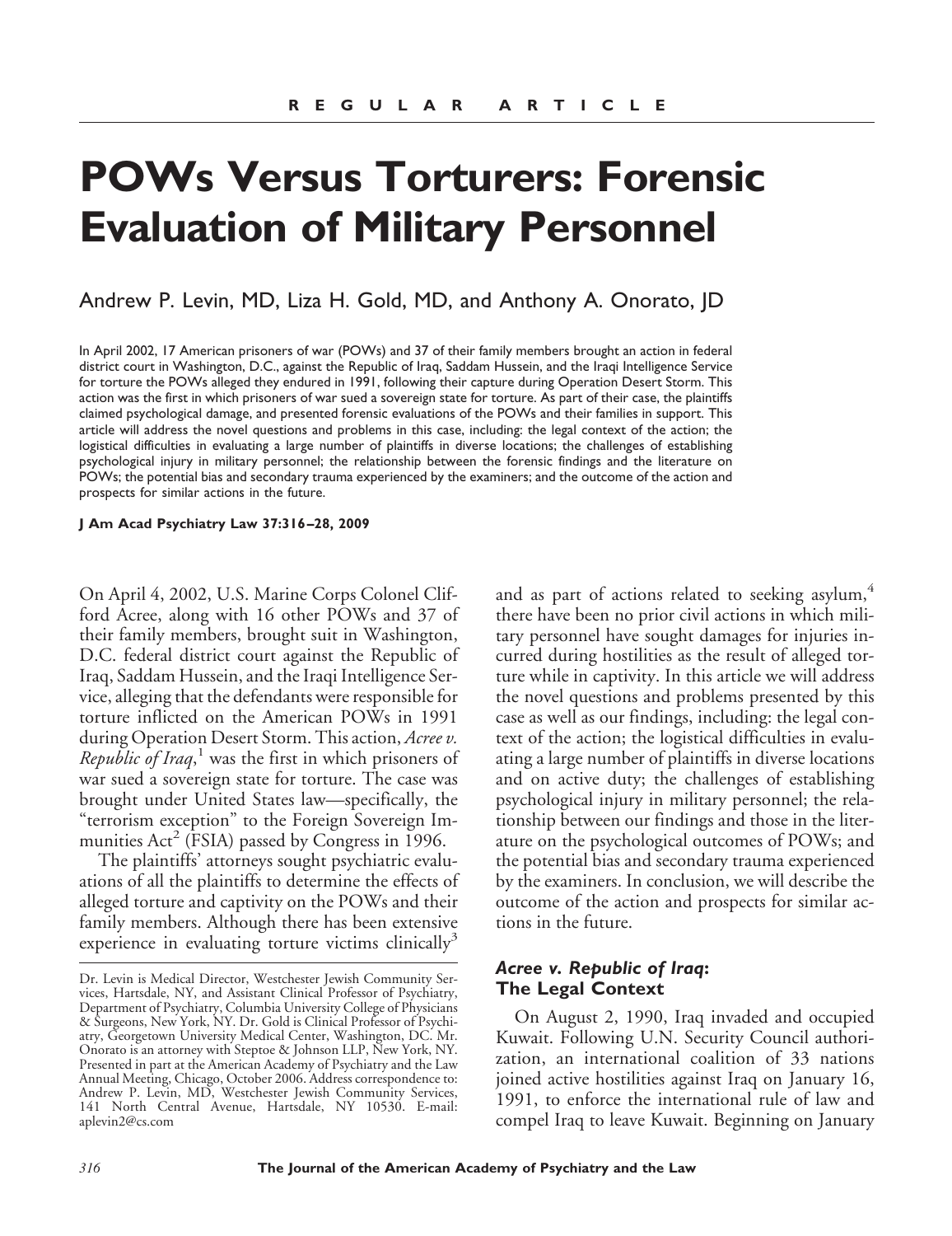REGULAR ARTICLE

# POWs Versus Torturers: Forensic Evaluation of Military Personnel

Andrew P. Levin, MD, Liza H. Gold, MD, and Anthony A. Onorato, JD

In April 2002, 17 American prisoners of war (POWs) and 37 of their family members brought an action in federal district court in Washington, D.C., against the Republic of Iraq, Saddam Hussein, and the Iraqi Intelligence Service for torture the POWs alleged they endured in 1991, following their capture during Operation Desert Storm. This action was the first in which prisoners of war sued a sovereign state for torture. As part of their case, the plaintiffs claimed psychological damage, and presented forensic evaluations of the POWs and their families in support. This article will address the novel questions and problems in this case, including: the legal context of the action; the logistical difficulties in evaluating a large number of plaintiffs in diverse locations; the challenges of establishing psychological injury in military personnel; the relationship between the forensic findings and the literature on POWs; the potential bias and secondary trauma experienced by the examiners; and the outcome of the action and prospects for similar actions in the future.

**J Am Acad Psychiatry Law 37:316–28, 2009**

On April 4, 2002, U.S. Marine Corps Colonel Clifford Acree, along with 16 other POWs and 37 of their family members, brought suit in Washington, D.C. federal district court against the Republic of Iraq, Saddam Hussein, and the Iraqi Intelligence Service, alleging that the defendants were responsible for torture inflicted on the American POWs in 1991 during Operation Desert Storm. This action, *Acree v. Republic of Iraq*,[1] was the first in which prisoners of war sued a sovereign state for torture. The case was brought under United States law—specifically, the "terrorism exception" to the Foreign Sovereign Immunities Act[2] (FSIA) passed by Congress in 1996.

The plaintiffs' attorneys sought psychiatric evaluations of all the plaintiffs to determine the effects of alleged torture and captivity on the POWs and their family members. Although there has been extensive experience in evaluating torture victims clinically[3] and as part of actions related to seeking asylum,[4] there have been no prior civil actions in which military personnel have sought damages for injuries incurred during hostilities as the result of alleged torture while in captivity. In this article we will address the novel questions and problems presented by this case as well as our findings, including: the legal context of the action; the logistical difficulties in evaluating a large number of plaintiffs in diverse locations and on active duty; the challenges of establishing psychological injury in military personnel; the relationship between our findings and those in the literature on the psychological outcomes of POWs; and the potential bias and secondary trauma experienced by the examiners. In conclusion, we will describe the outcome of the action and prospects for similar actions in the future.

## *Acree v. Republic of Iraq*: The Legal Context

On August 2, 1990, Iraq invaded and occupied Kuwait. Following U.N. Security Council authorization, an international coalition of 33 nations joined active hostilities against Iraq on January 16, 1991, to enforce the international rule of law and compel Iraq to leave Kuwait. Beginning on January

Dr. Levin is Medical Director, Westchester Jewish Community Services, Hartsdale, NY, and Assistant Clinical Professor of Psychiatry, Department of Psychiatry, Columbia University College of Physicians & Surgeons, New York, NY. Dr. Gold is Clinical Professor of Psychiatry, Georgetown University Medical Center, Washington, DC. Mr. Onorato is an attorney with Steptoe & Johnson LLP, New York, NY. Presented in part at the American Academy of Psychiatry and the Law Annual Meeting, Chicago, October 2006. Address correspondence to: Andrew P. Levin, MD, Westchester Jewish Community Services, 141 North Central Avenue, Hartsdale, NY 10530. E-mail: aplevin2@cs.com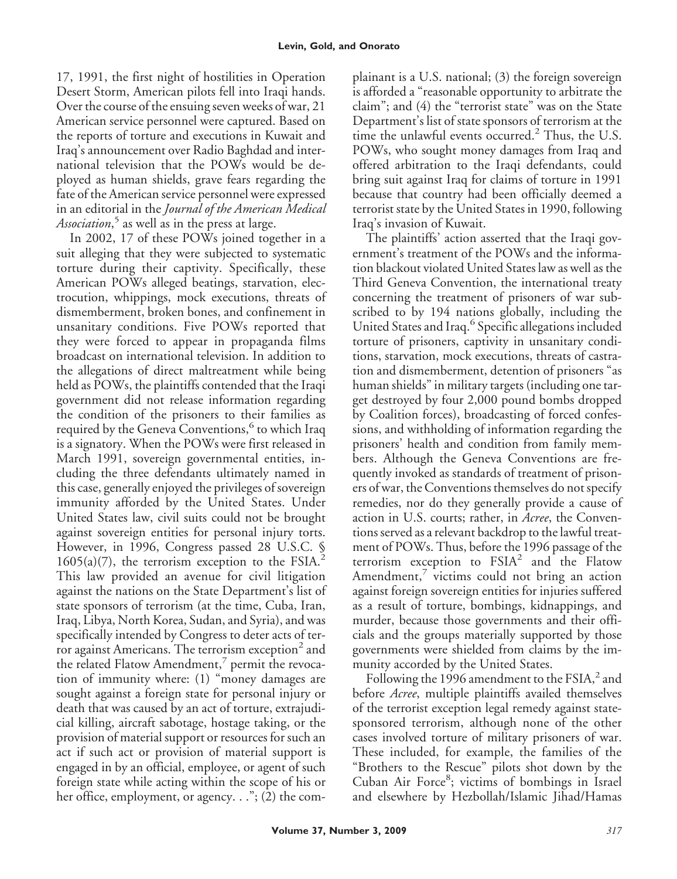17, 1991, the first night of hostilities in Operation Desert Storm, American pilots fell into Iraqi hands. Over the course of the ensuing seven weeks of war, 21 American service personnel were captured. Based on the reports of torture and executions in Kuwait and Iraq's announcement over Radio Baghdad and international television that the POWs would be deployed as human shields, grave fears regarding the fate of the American service personnel were expressed in an editorial in the *Journal of the American Medical Association*,[5] as well as in the press at large.

In 2002, 17 of these POWs joined together in a suit alleging that they were subjected to systematic torture during their captivity. Specifically, these American POWs alleged beatings, starvation, electrocution, whippings, mock executions, threats of dismemberment, broken bones, and confinement in unsanitary conditions. Five POWs reported that they were forced to appear in propaganda films broadcast on international television. In addition to the allegations of direct maltreatment while being held as POWs, the plaintiffs contended that the Iraqi government did not release information regarding the condition of the prisoners to their families as required by the Geneva Conventions,[6] to which Iraq is a signatory. When the POWs were first released in March 1991, sovereign governmental entities, including the three defendants ultimately named in this case, generally enjoyed the privileges of sovereign immunity afforded by the United States. Under United States law, civil suits could not be brought against sovereign entities for personal injury torts. However, in 1996, Congress passed 28 U.S.C. § 1605(a)(7), the terrorism exception to the FSIA.[2] This law provided an avenue for civil litigation against the nations on the State Department's list of state sponsors of terrorism (at the time, Cuba, Iran, Iraq, Libya, North Korea, Sudan, and Syria), and was specifically intended by Congress to deter acts of terror against Americans. The terrorism exception[2] and the related Flatow Amendment,[7] permit the revocation of immunity where: (1) "money damages are sought against a foreign state for personal injury or death that was caused by an act of torture, extrajudicial killing, aircraft sabotage, hostage taking, or the provision of material support or resources for such an act if such act or provision of material support is engaged in by an official, employee, or agent of such foreign state while acting within the scope of his or her office, employment, or agency. . ."; (2) the complainant is a U.S. national; (3) the foreign sovereign is afforded a "reasonable opportunity to arbitrate the claim"; and (4) the "terrorist state" was on the State Department's list of state sponsors of terrorism at the time the unlawful events occurred.[2] Thus, the U.S. POWs, who sought money damages from Iraq and offered arbitration to the Iraqi defendants, could bring suit against Iraq for claims of torture in 1991 because that country had been officially deemed a terrorist state by the United States in 1990, following Iraq's invasion of Kuwait.

The plaintiffs' action asserted that the Iraqi government's treatment of the POWs and the information blackout violated United States law as well as the Third Geneva Convention, the international treaty concerning the treatment of prisoners of war subscribed to by 194 nations globally, including the United States and Iraq.[6] Specific allegations included torture of prisoners, captivity in unsanitary conditions, starvation, mock executions, threats of castration and dismemberment, detention of prisoners "as human shields" in military targets (including one target destroyed by four 2,000 pound bombs dropped by Coalition forces), broadcasting of forced confessions, and withholding of information regarding the prisoners' health and condition from family members. Although the Geneva Conventions are frequently invoked as standards of treatment of prisoners of war, the Conventions themselves do not specify remedies, nor do they generally provide a cause of action in U.S. courts; rather, in *Acree*, the Conventions served as a relevant backdrop to the lawful treatment of POWs. Thus, before the 1996 passage of the terrorism exception to FSIA[2] and the Flatow Amendment,[7] victims could not bring an action against foreign sovereign entities for injuries suffered as a result of torture, bombings, kidnappings, and murder, because those governments and their officials and the groups materially supported by those governments were shielded from claims by the immunity accorded by the United States.

Following the 1996 amendment to the FSIA,[2] and before *Acree*, multiple plaintiffs availed themselves of the terrorist exception legal remedy against state-sponsored terrorism, although none of the other cases involved torture of military prisoners of war. These included, for example, the families of the "Brothers to the Rescue" pilots shot down by the Cuban Air Force[8]; victims of bombings in Israel and elsewhere by Hezbollah/Islamic Jihad/Hamas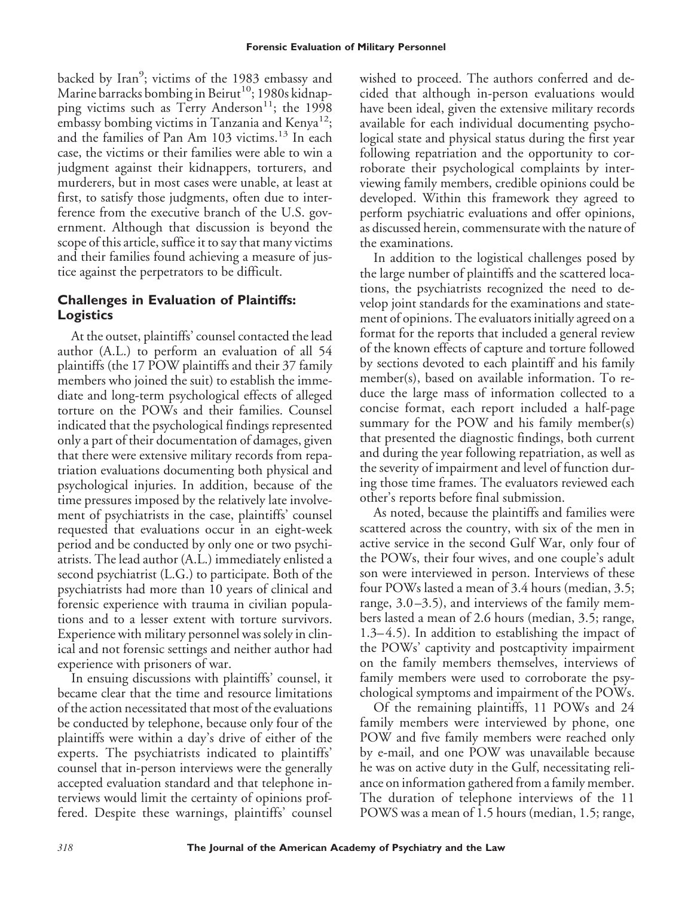backed by Iran[9]; victims of the 1983 embassy and Marine barracks bombing in Beirut[10]; 1980s kidnapping victims such as Terry Anderson[11]; the 1998 embassy bombing victims in Tanzania and Kenya[12]; and the families of Pan Am 103 victims.[13] In each case, the victims or their families were able to win a judgment against their kidnappers, torturers, and murderers, but in most cases were unable, at least at first, to satisfy those judgments, often due to interference from the executive branch of the U.S. government. Although that discussion is beyond the scope of this article, suffice it to say that many victims and their families found achieving a measure of justice against the perpetrators to be difficult.

## Challenges in Evaluation of Plaintiffs: Logistics

At the outset, plaintiffs' counsel contacted the lead author (A.L.) to perform an evaluation of all 54 plaintiffs (the 17 POW plaintiffs and their 37 family members who joined the suit) to establish the immediate and long-term psychological effects of alleged torture on the POWs and their families. Counsel indicated that the psychological findings represented only a part of their documentation of damages, given that there were extensive military records from repatriation evaluations documenting both physical and psychological injuries. In addition, because of the time pressures imposed by the relatively late involvement of psychiatrists in the case, plaintiffs' counsel requested that evaluations occur in an eight-week period and be conducted by only one or two psychiatrists. The lead author (A.L.) immediately enlisted a second psychiatrist (L.G.) to participate. Both of the psychiatrists had more than 10 years of clinical and forensic experience with trauma in civilian populations and to a lesser extent with torture survivors. Experience with military personnel was solely in clinical and not forensic settings and neither author had experience with prisoners of war.

In ensuing discussions with plaintiffs' counsel, it became clear that the time and resource limitations of the action necessitated that most of the evaluations be conducted by telephone, because only four of the plaintiffs were within a day's drive of either of the experts. The psychiatrists indicated to plaintiffs' counsel that in-person interviews were the generally accepted evaluation standard and that telephone interviews would limit the certainty of opinions proffered. Despite these warnings, plaintiffs' counsel wished to proceed. The authors conferred and decided that although in-person evaluations would have been ideal, given the extensive military records available for each individual documenting psychological state and physical status during the first year following repatriation and the opportunity to corroborate their psychological complaints by interviewing family members, credible opinions could be developed. Within this framework they agreed to perform psychiatric evaluations and offer opinions, as discussed herein, commensurate with the nature of the examinations.

In addition to the logistical challenges posed by the large number of plaintiffs and the scattered locations, the psychiatrists recognized the need to develop joint standards for the examinations and statement of opinions. The evaluators initially agreed on a format for the reports that included a general review of the known effects of capture and torture followed by sections devoted to each plaintiff and his family member(s), based on available information. To reduce the large mass of information collected to a concise format, each report included a half-page summary for the POW and his family member(s) that presented the diagnostic findings, both current and during the year following repatriation, as well as the severity of impairment and level of function during those time frames. The evaluators reviewed each other's reports before final submission.

As noted, because the plaintiffs and families were scattered across the country, with six of the men in active service in the second Gulf War, only four of the POWs, their four wives, and one couple's adult son were interviewed in person. Interviews of these four POWs lasted a mean of 3.4 hours (median, 3.5; range, 3.0–3.5), and interviews of the family members lasted a mean of 2.6 hours (median, 3.5; range, 1.3–4.5). In addition to establishing the impact of the POWs' captivity and postcaptivity impairment on the family members themselves, interviews of family members were used to corroborate the psychological symptoms and impairment of the POWs.

Of the remaining plaintiffs, 11 POWs and 24 family members were interviewed by phone, one POW and five family members were reached only by e-mail, and one POW was unavailable because he was on active duty in the Gulf, necessitating reliance on information gathered from a family member. The duration of telephone interviews of the 11 POWS was a mean of 1.5 hours (median, 1.5; range,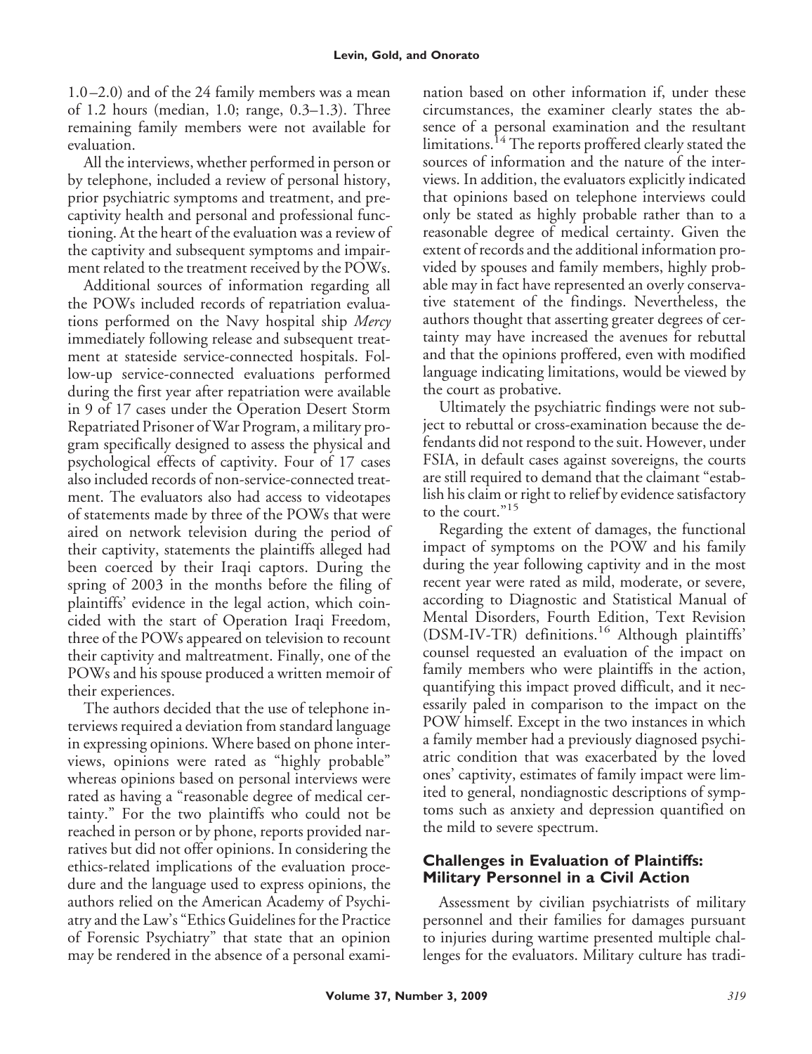1.0–2.0) and of the 24 family members was a mean of 1.2 hours (median, 1.0; range, 0.3–1.3). Three remaining family members were not available for evaluation.

All the interviews, whether performed in person or by telephone, included a review of personal history, prior psychiatric symptoms and treatment, and precaptivity health and personal and professional functioning. At the heart of the evaluation was a review of the captivity and subsequent symptoms and impairment related to the treatment received by the POWs.

Additional sources of information regarding all the POWs included records of repatriation evaluations performed on the Navy hospital ship *Mercy* immediately following release and subsequent treatment at stateside service-connected hospitals. Follow-up service-connected evaluations performed during the first year after repatriation were available in 9 of 17 cases under the Operation Desert Storm Repatriated Prisoner of War Program, a military program specifically designed to assess the physical and psychological effects of captivity. Four of 17 cases also included records of non-service-connected treatment. The evaluators also had access to videotapes of statements made by three of the POWs that were aired on network television during the period of their captivity, statements the plaintiffs alleged had been coerced by their Iraqi captors. During the spring of 2003 in the months before the filing of plaintiffs' evidence in the legal action, which coincided with the start of Operation Iraqi Freedom, three of the POWs appeared on television to recount their captivity and maltreatment. Finally, one of the POWs and his spouse produced a written memoir of their experiences.

The authors decided that the use of telephone interviews required a deviation from standard language in expressing opinions. Where based on phone interviews, opinions were rated as "highly probable" whereas opinions based on personal interviews were rated as having a "reasonable degree of medical certainty." For the two plaintiffs who could not be reached in person or by phone, reports provided narratives but did not offer opinions. In considering the ethics-related implications of the evaluation procedure and the language used to express opinions, the authors relied on the American Academy of Psychiatry and the Law's "Ethics Guidelines for the Practice of Forensic Psychiatry" that state that an opinion may be rendered in the absence of a personal examination based on other information if, under these circumstances, the examiner clearly states the absence of a personal examination and the resultant limitations.[14] The reports proffered clearly stated the sources of information and the nature of the interviews. In addition, the evaluators explicitly indicated that opinions based on telephone interviews could only be stated as highly probable rather than to a reasonable degree of medical certainty. Given the extent of records and the additional information provided by spouses and family members, highly probable may in fact have represented an overly conservative statement of the findings. Nevertheless, the authors thought that asserting greater degrees of certainty may have increased the avenues for rebuttal and that the opinions proffered, even with modified language indicating limitations, would be viewed by the court as probative.

Ultimately the psychiatric findings were not subject to rebuttal or cross-examination because the defendants did not respond to the suit. However, under FSIA, in default cases against sovereigns, the courts are still required to demand that the claimant "establish his claim or right to relief by evidence satisfactory to the court."[15]

Regarding the extent of damages, the functional impact of symptoms on the POW and his family during the year following captivity and in the most recent year were rated as mild, moderate, or severe, according to Diagnostic and Statistical Manual of Mental Disorders, Fourth Edition, Text Revision (DSM-IV-TR) definitions.[16] Although plaintiffs' counsel requested an evaluation of the impact on family members who were plaintiffs in the action, quantifying this impact proved difficult, and it necessarily paled in comparison to the impact on the POW himself. Except in the two instances in which a family member had a previously diagnosed psychiatric condition that was exacerbated by the loved ones' captivity, estimates of family impact were limited to general, nondiagnostic descriptions of symptoms such as anxiety and depression quantified on the mild to severe spectrum.

## Challenges in Evaluation of Plaintiffs: Military Personnel in a Civil Action

Assessment by civilian psychiatrists of military personnel and their families for damages pursuant to injuries during wartime presented multiple challenges for the evaluators. Military culture has tradi-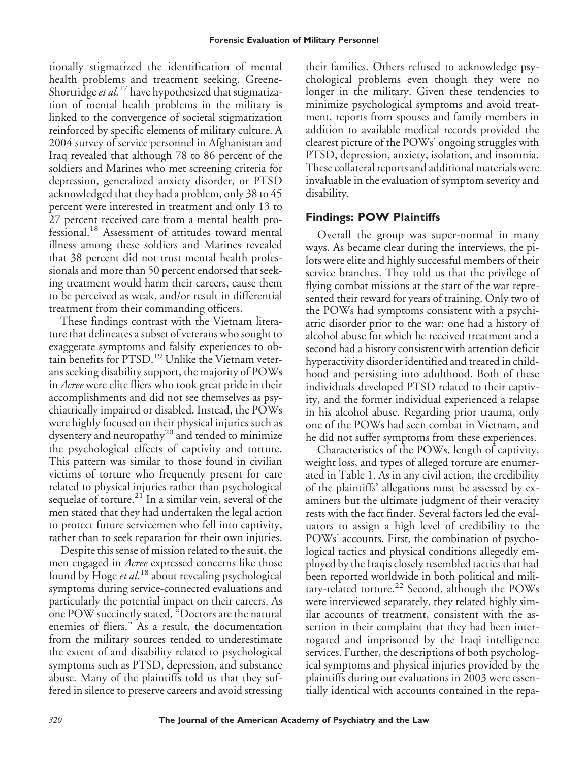tionally stigmatized the identification of mental health problems and treatment seeking. Greene-Shortridge *et al.*[17] have hypothesized that stigmatization of mental health problems in the military is linked to the convergence of societal stigmatization reinforced by specific elements of military culture. A 2004 survey of service personnel in Afghanistan and Iraq revealed that although 78 to 86 percent of the soldiers and Marines who met screening criteria for depression, generalized anxiety disorder, or PTSD acknowledged that they had a problem, only 38 to 45 percent were interested in treatment and only 13 to 27 percent received care from a mental health professional.[18] Assessment of attitudes toward mental illness among these soldiers and Marines revealed that 38 percent did not trust mental health professionals and more than 50 percent endorsed that seeking treatment would harm their careers, cause them to be perceived as weak, and/or result in differential treatment from their commanding officers.

These findings contrast with the Vietnam literature that delineates a subset of veterans who sought to exaggerate symptoms and falsify experiences to obtain benefits for PTSD.[19] Unlike the Vietnam veterans seeking disability support, the majority of POWs in *Acree* were elite fliers who took great pride in their accomplishments and did not see themselves as psychiatrically impaired or disabled. Instead, the POWs were highly focused on their physical injuries such as dysentery and neuropathy[20] and tended to minimize the psychological effects of captivity and torture. This pattern was similar to those found in civilian victims of torture who frequently present for care related to physical injuries rather than psychological sequelae of torture.[21] In a similar vein, several of the men stated that they had undertaken the legal action to protect future servicemen who fell into captivity, rather than to seek reparation for their own injuries.

Despite this sense of mission related to the suit, the men engaged in *Acree* expressed concerns like those found by Hoge *et al.*[18] about revealing psychological symptoms during service-connected evaluations and particularly the potential impact on their careers. As one POW succinctly stated, "Doctors are the natural enemies of fliers." As a result, the documentation from the military sources tended to underestimate the extent of and disability related to psychological symptoms such as PTSD, depression, and substance abuse. Many of the plaintiffs told us that they suffered in silence to preserve careers and avoid stressing their families. Others refused to acknowledge psychological problems even though they were no longer in the military. Given these tendencies to minimize psychological symptoms and avoid treatment, reports from spouses and family members in addition to available medical records provided the clearest picture of the POWs' ongoing struggles with PTSD, depression, anxiety, isolation, and insomnia. These collateral reports and additional materials were invaluable in the evaluation of symptom severity and disability.

## Findings: POW Plaintiffs

Overall the group was super-normal in many ways. As became clear during the interviews, the pilots were elite and highly successful members of their service branches. They told us that the privilege of flying combat missions at the start of the war represented their reward for years of training. Only two of the POWs had symptoms consistent with a psychiatric disorder prior to the war: one had a history of alcohol abuse for which he received treatment and a second had a history consistent with attention deficit hyperactivity disorder identified and treated in childhood and persisting into adulthood. Both of these individuals developed PTSD related to their captivity, and the former individual experienced a relapse in his alcohol abuse. Regarding prior trauma, only one of the POWs had seen combat in Vietnam, and he did not suffer symptoms from these experiences.

Characteristics of the POWs, length of captivity, weight loss, and types of alleged torture are enumerated in Table 1. As in any civil action, the credibility of the plaintiffs' allegations must be assessed by examiners but the ultimate judgment of their veracity rests with the fact finder. Several factors led the evaluators to assign a high level of credibility to the POWs' accounts. First, the combination of psychological tactics and physical conditions allegedly employed by the Iraqis closely resembled tactics that had been reported worldwide in both political and military-related torture.[22] Second, although the POWs were interviewed separately, they related highly similar accounts of treatment, consistent with the assertion in their complaint that they had been interrogated and imprisoned by the Iraqi intelligence services. Further, the descriptions of both psychological symptoms and physical injuries provided by the plaintiffs during our evaluations in 2003 were essentially identical with accounts contained in the repa-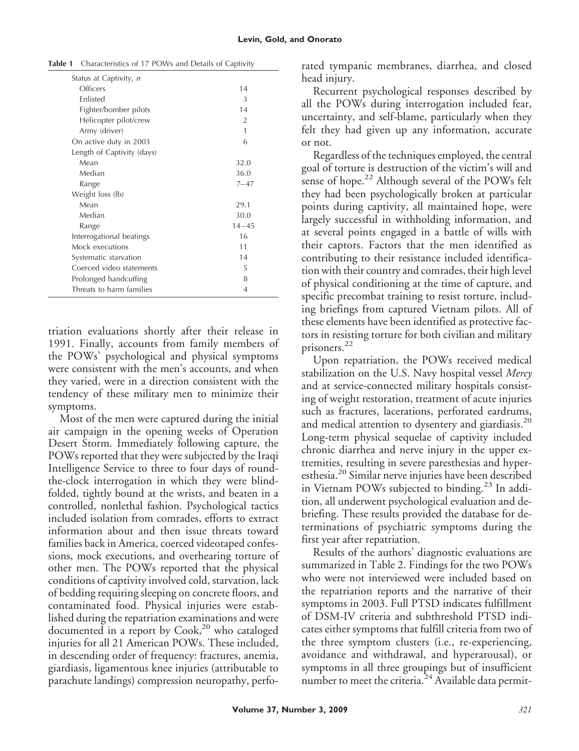**Table 1** Characteristics of 17 POWs and Details of Captivity

| | |
|---|---|
| Status at Captivity, *n* | |
| Officers | 14 |
| Enlisted | 3 |
| Fighter/bomber pilots | 14 |
| Helicopter pilot/crew | 2 |
| Army (driver) | 1 |
| On active duty in 2003 | 6 |
| Length of Captivity (days) | |
| Mean | 32.0 |
| Median | 36.0 |
| Range | 7–47 |
| Weight loss (lb) | |
| Mean | 29.1 |
| Median | 30.0 |
| Range | 14–45 |
| Interrogational beatings | 16 |
| Mock executions | 11 |
| Systematic starvation | 14 |
| Coerced video statements | 5 |
| Prolonged handcuffing | 8 |
| Threats to harm families | 4 |

triation evaluations shortly after their release in 1991. Finally, accounts from family members of the POWs' psychological and physical symptoms were consistent with the men's accounts, and when they varied, were in a direction consistent with the tendency of these military men to minimize their symptoms.

Most of the men were captured during the initial air campaign in the opening weeks of Operation Desert Storm. Immediately following capture, the POWs reported that they were subjected by the Iraqi Intelligence Service to three to four days of round-the-clock interrogation in which they were blindfolded, tightly bound at the wrists, and beaten in a controlled, nonlethal fashion. Psychological tactics included isolation from comrades, efforts to extract information about and then issue threats toward families back in America, coerced videotaped confessions, mock executions, and overhearing torture of other men. The POWs reported that the physical conditions of captivity involved cold, starvation, lack of bedding requiring sleeping on concrete floors, and contaminated food. Physical injuries were established during the repatriation examinations and were documented in a report by Cook,[20] who cataloged injuries for all 21 American POWs. These included, in descending order of frequency: fractures, anemia, giardiasis, ligamentous knee injuries (attributable to parachute landings) compression neuropathy, perforated tympanic membranes, diarrhea, and closed head injury.

Recurrent psychological responses described by all the POWs during interrogation included fear, uncertainty, and self-blame, particularly when they felt they had given up any information, accurate or not.

Regardless of the techniques employed, the central goal of torture is destruction of the victim's will and sense of hope.[22] Although several of the POWs felt they had been psychologically broken at particular points during captivity, all maintained hope, were largely successful in withholding information, and at several points engaged in a battle of wills with their captors. Factors that the men identified as contributing to their resistance included identification with their country and comrades, their high level of physical conditioning at the time of capture, and specific precombat training to resist torture, including briefings from captured Vietnam pilots. All of these elements have been identified as protective factors in resisting torture for both civilian and military prisoners.[22]

Upon repatriation, the POWs received medical stabilization on the U.S. Navy hospital vessel *Mercy* and at service-connected military hospitals consisting of weight restoration, treatment of acute injuries such as fractures, lacerations, perforated eardrums, and medical attention to dysentery and giardiasis.[20] Long-term physical sequelae of captivity included chronic diarrhea and nerve injury in the upper extremities, resulting in severe paresthesias and hyperesthesia.[20] Similar nerve injuries have been described in Vietnam POWs subjected to binding.[23] In addition, all underwent psychological evaluation and debriefing. These results provided the database for determinations of psychiatric symptoms during the first year after repatriation.

Results of the authors' diagnostic evaluations are summarized in Table 2. Findings for the two POWs who were not interviewed were included based on the repatriation reports and the narrative of their symptoms in 2003. Full PTSD indicates fulfillment of DSM-IV criteria and subthreshold PTSD indicates either symptoms that fulfill criteria from two of the three symptom clusters (i.e., re-experiencing, avoidance and withdrawal, and hyperarousal), or symptoms in all three groupings but of insufficient number to meet the criteria.[24] Available data permit-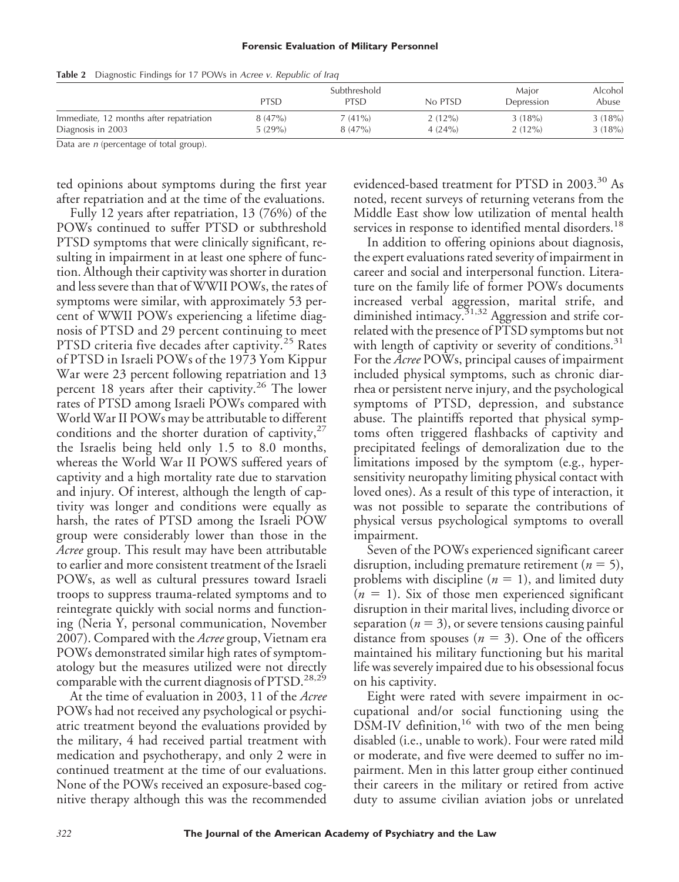**Table 2** Diagnostic Findings for 17 POWs in *Acree v. Republic of Iraq*

| | PTSD | Subthreshold PTSD | No PTSD | Major Depression | Alcohol Abuse |
|---|---|---|---|---|---|
| Immediate, 12 months after repatriation | 8 (47%) | 7 (41%) | 2 (12%) | 3 (18%) | 3 (18%) |
| Diagnosis in 2003 | 5 (29%) | 8 (47%) | 4 (24%) | 2 (12%) | 3 (18%) |

Data are *n* (percentage of total group).

ted opinions about symptoms during the first year after repatriation and at the time of the evaluations.

Fully 12 years after repatriation, 13 (76%) of the POWs continued to suffer PTSD or subthreshold PTSD symptoms that were clinically significant, resulting in impairment in at least one sphere of function. Although their captivity was shorter in duration and less severe than that of WWII POWs, the rates of symptoms were similar, with approximately 53 percent of WWII POWs experiencing a lifetime diagnosis of PTSD and 29 percent continuing to meet PTSD criteria five decades after captivity.[25] Rates of PTSD in Israeli POWs of the 1973 Yom Kippur War were 23 percent following repatriation and 13 percent 18 years after their captivity.[26] The lower rates of PTSD among Israeli POWs compared with World War II POWs may be attributable to different conditions and the shorter duration of captivity,[27] the Israelis being held only 1.5 to 8.0 months, whereas the World War II POWS suffered years of captivity and a high mortality rate due to starvation and injury. Of interest, although the length of captivity was longer and conditions were equally as harsh, the rates of PTSD among the Israeli POW group were considerably lower than those in the *Acree* group. This result may have been attributable to earlier and more consistent treatment of the Israeli POWs, as well as cultural pressures toward Israeli troops to suppress trauma-related symptoms and to reintegrate quickly with social norms and functioning (Neria Y, personal communication, November 2007). Compared with the *Acree* group, Vietnam era POWs demonstrated similar high rates of symptomatology but the measures utilized were not directly comparable with the current diagnosis of PTSD.[28,29]

At the time of evaluation in 2003, 11 of the *Acree* POWs had not received any psychological or psychiatric treatment beyond the evaluations provided by the military, 4 had received partial treatment with medication and psychotherapy, and only 2 were in continued treatment at the time of our evaluations. None of the POWs received an exposure-based cognitive therapy although this was the recommended evidenced-based treatment for PTSD in 2003.[30] As noted, recent surveys of returning veterans from the Middle East show low utilization of mental health services in response to identified mental disorders.[18]

In addition to offering opinions about diagnosis, the expert evaluations rated severity of impairment in career and social and interpersonal function. Literature on the family life of former POWs documents increased verbal aggression, marital strife, and diminished intimacy.[31,32] Aggression and strife correlated with the presence of PTSD symptoms but not with length of captivity or severity of conditions.[31] For the *Acree* POWs, principal causes of impairment included physical symptoms, such as chronic diarrhea or persistent nerve injury, and the psychological symptoms of PTSD, depression, and substance abuse. The plaintiffs reported that physical symptoms often triggered flashbacks of captivity and precipitated feelings of demoralization due to the limitations imposed by the symptom (e.g., hypersensitivity neuropathy limiting physical contact with loved ones). As a result of this type of interaction, it was not possible to separate the contributions of physical versus psychological symptoms to overall impairment.

Seven of the POWs experienced significant career disruption, including premature retirement ($n = 5$), problems with discipline ($n = 1$), and limited duty ($n = 1$). Six of those men experienced significant disruption in their marital lives, including divorce or separation ($n = 3$), or severe tensions causing painful distance from spouses ($n = 3$). One of the officers maintained his military functioning but his marital life was severely impaired due to his obsessional focus on his captivity.

Eight were rated with severe impairment in occupational and/or social functioning using the DSM-IV definition,[16] with two of the men being disabled (i.e., unable to work). Four were rated mild or moderate, and five were deemed to suffer no impairment. Men in this latter group either continued their careers in the military or retired from active duty to assume civilian aviation jobs or unrelated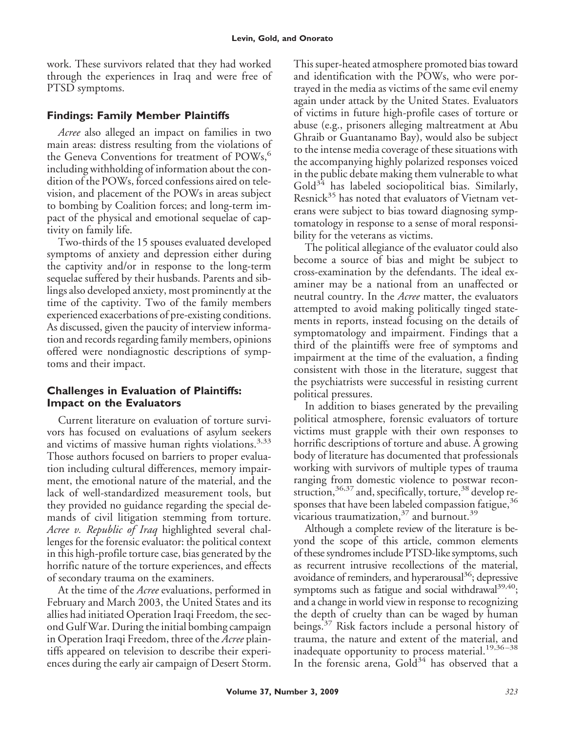work. These survivors related that they had worked through the experiences in Iraq and were free of PTSD symptoms.

## Findings: Family Member Plaintiffs

*Acree* also alleged an impact on families in two main areas: distress resulting from the violations of the Geneva Conventions for treatment of POWs,[6] including withholding of information about the condition of the POWs, forced confessions aired on television, and placement of the POWs in areas subject to bombing by Coalition forces; and long-term impact of the physical and emotional sequelae of captivity on family life.

Two-thirds of the 15 spouses evaluated developed symptoms of anxiety and depression either during the captivity and/or in response to the long-term sequelae suffered by their husbands. Parents and siblings also developed anxiety, most prominently at the time of the captivity. Two of the family members experienced exacerbations of pre-existing conditions. As discussed, given the paucity of interview information and records regarding family members, opinions offered were nondiagnostic descriptions of symptoms and their impact.

## Challenges in Evaluation of Plaintiffs: Impact on the Evaluators

Current literature on evaluation of torture survivors has focused on evaluations of asylum seekers and victims of massive human rights violations.[3,33] Those authors focused on barriers to proper evaluation including cultural differences, memory impairment, the emotional nature of the material, and the lack of well-standardized measurement tools, but they provided no guidance regarding the special demands of civil litigation stemming from torture. *Acree v. Republic of Iraq* highlighted several challenges for the forensic evaluator: the political context in this high-profile torture case, bias generated by the horrific nature of the torture experiences, and effects of secondary trauma on the examiners.

At the time of the *Acree* evaluations, performed in February and March 2003, the United States and its allies had initiated Operation Iraqi Freedom, the second Gulf War. During the initial bombing campaign in Operation Iraqi Freedom, three of the *Acree* plaintiffs appeared on television to describe their experiences during the early air campaign of Desert Storm. This super-heated atmosphere promoted bias toward and identification with the POWs, who were portrayed in the media as victims of the same evil enemy again under attack by the United States. Evaluators of victims in future high-profile cases of torture or abuse (e.g., prisoners alleging maltreatment at Abu Ghraib or Guantanamo Bay), would also be subject to the intense media coverage of these situations with the accompanying highly polarized responses voiced in the public debate making them vulnerable to what Gold[34] has labeled sociopolitical bias. Similarly, Resnick[35] has noted that evaluators of Vietnam veterans were subject to bias toward diagnosing symptomatology in response to a sense of moral responsibility for the veterans as victims.

The political allegiance of the evaluator could also become a source of bias and might be subject to cross-examination by the defendants. The ideal examiner may be a national from an unaffected or neutral country. In the *Acree* matter, the evaluators attempted to avoid making politically tinged statements in reports, instead focusing on the details of symptomatology and impairment. Findings that a third of the plaintiffs were free of symptoms and impairment at the time of the evaluation, a finding consistent with those in the literature, suggest that the psychiatrists were successful in resisting current political pressures.

In addition to biases generated by the prevailing political atmosphere, forensic evaluators of torture victims must grapple with their own responses to horrific descriptions of torture and abuse. A growing body of literature has documented that professionals working with survivors of multiple types of trauma ranging from domestic violence to postwar reconstruction,[36,37] and, specifically, torture,[38] develop responses that have been labeled compassion fatigue,[36] vicarious traumatization,[37] and burnout.[39]

Although a complete review of the literature is beyond the scope of this article, common elements of these syndromes include PTSD-like symptoms, such as recurrent intrusive recollections of the material, avoidance of reminders, and hyperarousal[36]; depressive symptoms such as fatigue and social withdrawal[39,40]; and a change in world view in response to recognizing the depth of cruelty than can be waged by human beings.[37] Risk factors include a personal history of trauma, the nature and extent of the material, and inadequate opportunity to process material.[19,36–38] In the forensic arena, Gold[34] has observed that a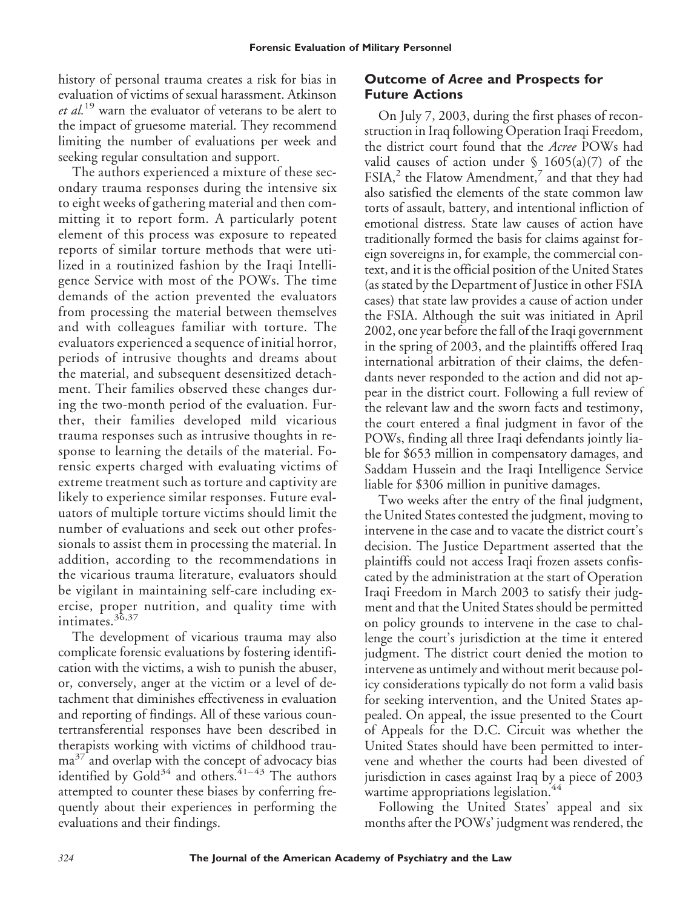history of personal trauma creates a risk for bias in evaluation of victims of sexual harassment. Atkinson *et al.*[19] warn the evaluator of veterans to be alert to the impact of gruesome material. They recommend limiting the number of evaluations per week and seeking regular consultation and support.

The authors experienced a mixture of these secondary trauma responses during the intensive six to eight weeks of gathering material and then committing it to report form. A particularly potent element of this process was exposure to repeated reports of similar torture methods that were utilized in a routinized fashion by the Iraqi Intelligence Service with most of the POWs. The time demands of the action prevented the evaluators from processing the material between themselves and with colleagues familiar with torture. The evaluators experienced a sequence of initial horror, periods of intrusive thoughts and dreams about the material, and subsequent desensitized detachment. Their families observed these changes during the two-month period of the evaluation. Further, their families developed mild vicarious trauma responses such as intrusive thoughts in response to learning the details of the material. Forensic experts charged with evaluating victims of extreme treatment such as torture and captivity are likely to experience similar responses. Future evaluators of multiple torture victims should limit the number of evaluations and seek out other professionals to assist them in processing the material. In addition, according to the recommendations in the vicarious trauma literature, evaluators should be vigilant in maintaining self-care including exercise, proper nutrition, and quality time with intimates.[36,37]

The development of vicarious trauma may also complicate forensic evaluations by fostering identification with the victims, a wish to punish the abuser, or, conversely, anger at the victim or a level of detachment that diminishes effectiveness in evaluation and reporting of findings. All of these various countertransferential responses have been described in therapists working with victims of childhood trauma[37] and overlap with the concept of advocacy bias identified by Gold[34] and others.[41–43] The authors attempted to counter these biases by conferring frequently about their experiences in performing the evaluations and their findings.

## Outcome of *Acree* and Prospects for Future Actions

On July 7, 2003, during the first phases of reconstruction in Iraq following Operation Iraqi Freedom, the district court found that the *Acree* POWs had valid causes of action under § 1605(a)(7) of the FSIA,[2] the Flatow Amendment,[7] and that they had also satisfied the elements of the state common law torts of assault, battery, and intentional infliction of emotional distress. State law causes of action have traditionally formed the basis for claims against foreign sovereigns in, for example, the commercial context, and it is the official position of the United States (as stated by the Department of Justice in other FSIA cases) that state law provides a cause of action under the FSIA. Although the suit was initiated in April 2002, one year before the fall of the Iraqi government in the spring of 2003, and the plaintiffs offered Iraq international arbitration of their claims, the defendants never responded to the action and did not appear in the district court. Following a full review of the relevant law and the sworn facts and testimony, the court entered a final judgment in favor of the POWs, finding all three Iraqi defendants jointly liable for $653 million in compensatory damages, and Saddam Hussein and the Iraqi Intelligence Service liable for $306 million in punitive damages.

Two weeks after the entry of the final judgment, the United States contested the judgment, moving to intervene in the case and to vacate the district court's decision. The Justice Department asserted that the plaintiffs could not access Iraqi frozen assets confiscated by the administration at the start of Operation Iraqi Freedom in March 2003 to satisfy their judgment and that the United States should be permitted on policy grounds to intervene in the case to challenge the court's jurisdiction at the time it entered judgment. The district court denied the motion to intervene as untimely and without merit because policy considerations typically do not form a valid basis for seeking intervention, and the United States appealed. On appeal, the issue presented to the Court of Appeals for the D.C. Circuit was whether the United States should have been permitted to intervene and whether the courts had been divested of jurisdiction in cases against Iraq by a piece of 2003 wartime appropriations legislation.[44]

Following the United States' appeal and six months after the POWs' judgment was rendered, the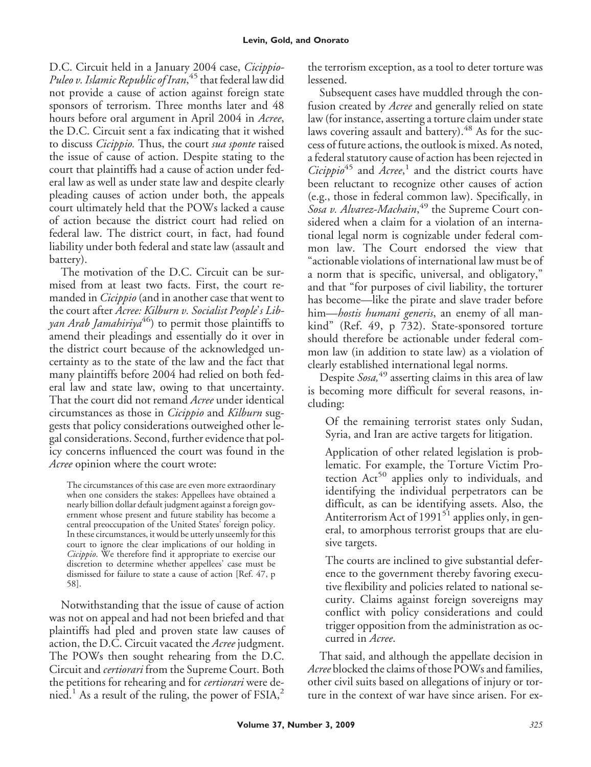D.C. Circuit held in a January 2004 case, *Cicippio-Puleo v. Islamic Republic of Iran*,[45] that federal law did not provide a cause of action against foreign state sponsors of terrorism. Three months later and 48 hours before oral argument in April 2004 in *Acree*, the D.C. Circuit sent a fax indicating that it wished to discuss *Cicippio.* Thus, the court *sua sponte* raised the issue of cause of action. Despite stating to the court that plaintiffs had a cause of action under federal law as well as under state law and despite clearly pleading causes of action under both, the appeals court ultimately held that the POWs lacked a cause of action because the district court had relied on federal law. The district court, in fact, had found liability under both federal and state law (assault and battery).

The motivation of the D.C. Circuit can be surmised from at least two facts. First, the court remanded in *Cicippio* (and in another case that went to the court after *Acree: Kilburn v. Socialist People's Libyan Arab Jamahiriya*[46]) to permit those plaintiffs to amend their pleadings and essentially do it over in the district court because of the acknowledged uncertainty as to the state of the law and the fact that many plaintiffs before 2004 had relied on both federal law and state law, owing to that uncertainty. That the court did not remand *Acree* under identical circumstances as those in *Cicippio* and *Kilburn* suggests that policy considerations outweighed other legal considerations. Second, further evidence that policy concerns influenced the court was found in the *Acree* opinion where the court wrote:

> The circumstances of this case are even more extraordinary when one considers the stakes: Appellees have obtained a nearly billion dollar default judgment against a foreign government whose present and future stability has become a central preoccupation of the United States' foreign policy. In these circumstances, it would be utterly unseemly for this court to ignore the clear implications of our holding in *Cicippio*. We therefore find it appropriate to exercise our discretion to determine whether appellees' case must be dismissed for failure to state a cause of action [Ref. 47, p 58].

Notwithstanding that the issue of cause of action was not on appeal and had not been briefed and that plaintiffs had pled and proven state law causes of action, the D.C. Circuit vacated the *Acree* judgment. The POWs then sought rehearing from the D.C. Circuit and *certiorari* from the Supreme Court. Both the petitions for rehearing and for *certiorari* were denied.[1] As a result of the ruling, the power of FSIA,[2] the terrorism exception, as a tool to deter torture was lessened.

Subsequent cases have muddled through the confusion created by *Acree* and generally relied on state law (for instance, asserting a torture claim under state laws covering assault and battery).[48] As for the success of future actions, the outlook is mixed. As noted, a federal statutory cause of action has been rejected in *Cicippio*[45] and *Acree*,[1] and the district courts have been reluctant to recognize other causes of action (e.g., those in federal common law). Specifically, in *Sosa v. Alvarez-Machain*,[49] the Supreme Court considered when a claim for a violation of an international legal norm is cognizable under federal common law. The Court endorsed the view that "actionable violations of international law must be of a norm that is specific, universal, and obligatory," and that "for purposes of civil liability, the torturer has become—like the pirate and slave trader before him—*hostis humani generis*, an enemy of all mankind" (Ref. 49, p 732). State-sponsored torture should therefore be actionable under federal common law (in addition to state law) as a violation of clearly established international legal norms.

Despite *Sosa,*[49] asserting claims in this area of law is becoming more difficult for several reasons, including:

Of the remaining terrorist states only Sudan, Syria, and Iran are active targets for litigation.

Application of other related legislation is problematic. For example, the Torture Victim Protection Act[50] applies only to individuals, and identifying the individual perpetrators can be difficult, as can be identifying assets. Also, the Antiterrorism Act of 1991[51] applies only, in general, to amorphous terrorist groups that are elusive targets.

The courts are inclined to give substantial deference to the government thereby favoring executive flexibility and policies related to national security. Claims against foreign sovereigns may conflict with policy considerations and could trigger opposition from the administration as occurred in *Acree*.

That said, and although the appellate decision in *Acree* blocked the claims of those POWs and families, other civil suits based on allegations of injury or torture in the context of war have since arisen. For ex-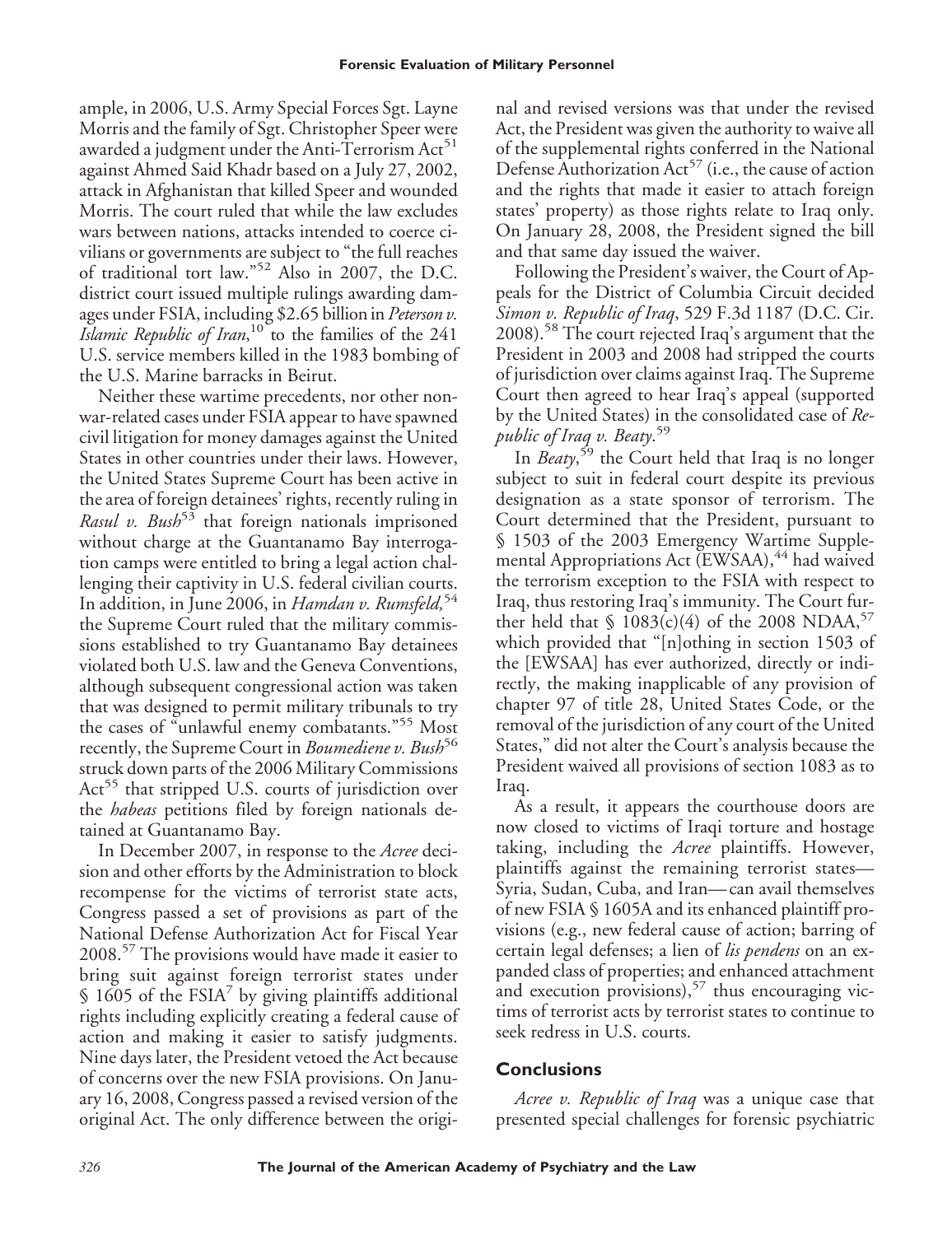ample, in 2006, U.S. Army Special Forces Sgt. Layne Morris and the family of Sgt. Christopher Speer were awarded a judgment under the Anti-Terrorism Act[51] against Ahmed Said Khadr based on a July 27, 2002, attack in Afghanistan that killed Speer and wounded Morris. The court ruled that while the law excludes wars between nations, attacks intended to coerce civilians or governments are subject to "the full reaches of traditional tort law."[52] Also in 2007, the D.C. district court issued multiple rulings awarding damages under FSIA, including $2.65 billion in *Peterson v. Islamic Republic of Iran*,[10] to the families of the 241 U.S. service members killed in the 1983 bombing of the U.S. Marine barracks in Beirut.

Neither these wartime precedents, nor other nonwar-related cases under FSIA appear to have spawned civil litigation for money damages against the United States in other countries under their laws. However, the United States Supreme Court has been active in the area of foreign detainees' rights, recently ruling in *Rasul v. Bush*[53] that foreign nationals imprisoned without charge at the Guantanamo Bay interrogation camps were entitled to bring a legal action challenging their captivity in U.S. federal civilian courts. In addition, in June 2006, in *Hamdan v. Rumsfeld*,[54] the Supreme Court ruled that the military commissions established to try Guantanamo Bay detainees violated both U.S. law and the Geneva Conventions, although subsequent congressional action was taken that was designed to permit military tribunals to try the cases of "unlawful enemy combatants."[55] Most recently, the Supreme Court in *Boumediene v. Bush*[56] struck down parts of the 2006 Military Commissions Act[55] that stripped U.S. courts of jurisdiction over the *habeas* petitions filed by foreign nationals detained at Guantanamo Bay.

In December 2007, in response to the *Acree* decision and other efforts by the Administration to block recompense for the victims of terrorist state acts, Congress passed a set of provisions as part of the National Defense Authorization Act for Fiscal Year 2008.[57] The provisions would have made it easier to bring suit against foreign terrorist states under § 1605 of the FSIA[7] by giving plaintiffs additional rights including explicitly creating a federal cause of action and making it easier to satisfy judgments. Nine days later, the President vetoed the Act because of concerns over the new FSIA provisions. On January 16, 2008, Congress passed a revised version of the original Act. The only difference between the original and revised versions was that under the revised Act, the President was given the authority to waive all of the supplemental rights conferred in the National Defense Authorization Act[57] (i.e., the cause of action and the rights that made it easier to attach foreign states' property) as those rights relate to Iraq only. On January 28, 2008, the President signed the bill and that same day issued the waiver.

Following the President's waiver, the Court of Appeals for the District of Columbia Circuit decided *Simon v. Republic of Iraq*, 529 F.3d 1187 (D.C. Cir. 2008).[58] The court rejected Iraq's argument that the President in 2003 and 2008 had stripped the courts of jurisdiction over claims against Iraq. The Supreme Court then agreed to hear Iraq's appeal (supported by the United States) in the consolidated case of *Republic of Iraq v. Beaty*.[59]

In *Beaty*,[59] the Court held that Iraq is no longer subject to suit in federal court despite its previous designation as a state sponsor of terrorism. The Court determined that the President, pursuant to § 1503 of the 2003 Emergency Wartime Supplemental Appropriations Act (EWSAA),[44] had waived the terrorism exception to the FSIA with respect to Iraq, thus restoring Iraq's immunity. The Court further held that § 1083(c)(4) of the 2008 NDAA,[57] which provided that "[n]othing in section 1503 of the [EWSAA] has ever authorized, directly or indirectly, the making inapplicable of any provision of chapter 97 of title 28, United States Code, or the removal of the jurisdiction of any court of the United States," did not alter the Court's analysis because the President waived all provisions of section 1083 as to Iraq.

As a result, it appears the courthouse doors are now closed to victims of Iraqi torture and hostage taking, including the *Acree* plaintiffs. However, plaintiffs against the remaining terrorist states—Syria, Sudan, Cuba, and Iran—can avail themselves of new FSIA § 1605A and its enhanced plaintiff provisions (e.g., new federal cause of action; barring of certain legal defenses; a lien of *lis pendens* on an expanded class of properties; and enhanced attachment and execution provisions),[57] thus encouraging victims of terrorist acts by terrorist states to continue to seek redress in U.S. courts.

## Conclusions

*Acree v. Republic of Iraq* was a unique case that presented special challenges for forensic psychiatric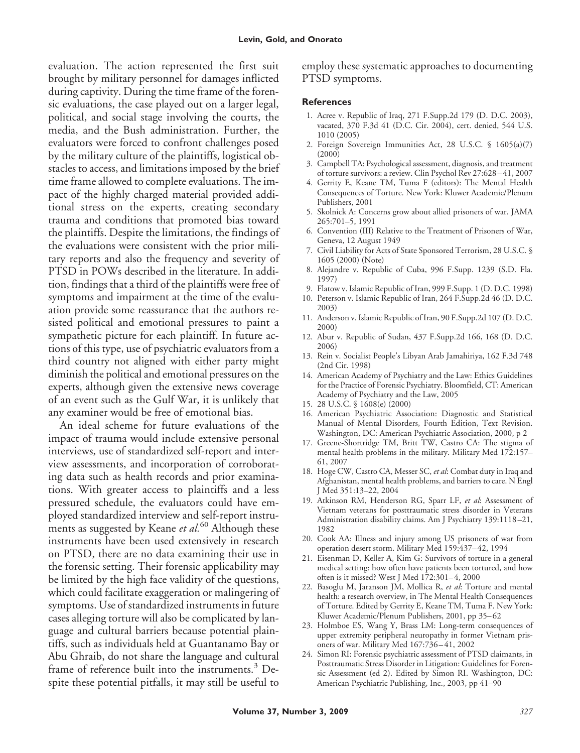evaluation. The action represented the first suit brought by military personnel for damages inflicted during captivity. During the time frame of the forensic evaluations, the case played out on a larger legal, political, and social stage involving the courts, the media, and the Bush administration. Further, the evaluators were forced to confront challenges posed by the military culture of the plaintiffs, logistical obstacles to access, and limitations imposed by the brief time frame allowed to complete evaluations. The impact of the highly charged material provided additional stress on the experts, creating secondary trauma and conditions that promoted bias toward the plaintiffs. Despite the limitations, the findings of the evaluations were consistent with the prior military reports and also the frequency and severity of PTSD in POWs described in the literature. In addition, findings that a third of the plaintiffs were free of symptoms and impairment at the time of the evaluation provide some reassurance that the authors resisted political and emotional pressures to paint a sympathetic picture for each plaintiff. In future actions of this type, use of psychiatric evaluators from a third country not aligned with either party might diminish the political and emotional pressures on the experts, although given the extensive news coverage of an event such as the Gulf War, it is unlikely that any examiner would be free of emotional bias.

An ideal scheme for future evaluations of the impact of trauma would include extensive personal interviews, use of standardized self-report and interview assessments, and incorporation of corroborating data such as health records and prior examinations. With greater access to plaintiffs and a less pressured schedule, the evaluators could have employed standardized interview and self-report instruments as suggested by Keane *et al.*[60] Although these instruments have been used extensively in research on PTSD, there are no data examining their use in the forensic setting. Their forensic applicability may be limited by the high face validity of the questions, which could facilitate exaggeration or malingering of symptoms. Use of standardized instruments in future cases alleging torture will also be complicated by language and cultural barriers because potential plaintiffs, such as individuals held at Guantanamo Bay or Abu Ghraib, do not share the language and cultural frame of reference built into the instruments.[3] Despite these potential pitfalls, it may still be useful to employ these systematic approaches to documenting PTSD symptoms.

## References

1. Acree v. Republic of Iraq, 271 F.Supp.2d 179 (D. D.C. 2003), vacated, 370 F.3d 41 (D.C. Cir. 2004), cert. denied, 544 U.S. 1010 (2005)
2. Foreign Sovereign Immunities Act, 28 U.S.C. § 1605(a)(7) (2000)
3. Campbell TA: Psychological assessment, diagnosis, and treatment of torture survivors: a review. Clin Psychol Rev 27:628–41, 2007
4. Gerrity E, Keane TM, Tuma F (editors): The Mental Health Consequences of Torture. New York: Kluwer Academic/Plenum Publishers, 2001
5. Skolnick A: Concerns grow about allied prisoners of war. JAMA 265:701–5, 1991
6. Convention (III) Relative to the Treatment of Prisoners of War, Geneva, 12 August 1949
7. Civil Liability for Acts of State Sponsored Terrorism, 28 U.S.C. § 1605 (2000) (Note)
8. Alejandre v. Republic of Cuba, 996 F.Supp. 1239 (S.D. Fla. 1997)
9. Flatow v. Islamic Republic of Iran, 999 F.Supp. 1 (D. D.C. 1998)
10. Peterson v. Islamic Republic of Iran, 264 F.Supp.2d 46 (D. D.C. 2003)
11. Anderson v. Islamic Republic of Iran, 90 F.Supp.2d 107 (D. D.C. 2000)
12. Abur v. Republic of Sudan, 437 F.Supp.2d 166, 168 (D. D.C. 2006)
13. Rein v. Socialist People's Libyan Arab Jamahiriya, 162 F.3d 748 (2nd Cir. 1998)
14. American Academy of Psychiatry and the Law: Ethics Guidelines for the Practice of Forensic Psychiatry. Bloomfield, CT: American Academy of Psychiatry and the Law, 2005
15. 28 U.S.C. § 1608(e) (2000)
16. American Psychiatric Association: Diagnostic and Statistical Manual of Mental Disorders, Fourth Edition, Text Revision. Washington, DC: American Psychiatric Association, 2000, p 2
17. Greene-Shortridge TM, Britt TW, Castro CA: The stigma of mental health problems in the military. Military Med 172:157–61, 2007
18. Hoge CW, Castro CA, Messer SC, *et al*: Combat duty in Iraq and Afghanistan, mental health problems, and barriers to care. N Engl J Med 351:13–22, 2004
19. Atkinson RM, Henderson RG, Sparr LF, *et al*: Assessment of Vietnam veterans for posttraumatic stress disorder in Veterans Administration disability claims. Am J Psychiatry 139:1118–21, 1982
20. Cook AA: Illness and injury among US prisoners of war from operation desert storm. Military Med 159:437–42, 1994
21. Eisenman D, Keller A, Kim G: Survivors of torture in a general medical setting: how often have patients been tortured, and how often is it missed? West J Med 172:301–4, 2000
22. Basoglu M, Jaranson JM, Mollica R, *et al*: Torture and mental health: a research overview, in The Mental Health Consequences of Torture. Edited by Gerrity E, Keane TM, Tuma F. New York: Kluwer Academic/Plenum Publishers, 2001, pp 35–62
23. Holmboe ES, Wang Y, Brass LM: Long-term consequences of upper extremity peripheral neuropathy in former Vietnam prisoners of war. Military Med 167:736–41, 2002
24. Simon RI: Forensic psychiatric assessment of PTSD claimants, in Posttraumatic Stress Disorder in Litigation: Guidelines for Forensic Assessment (ed 2). Edited by Simon RI. Washington, DC: American Psychiatric Publishing, Inc., 2003, pp 41–90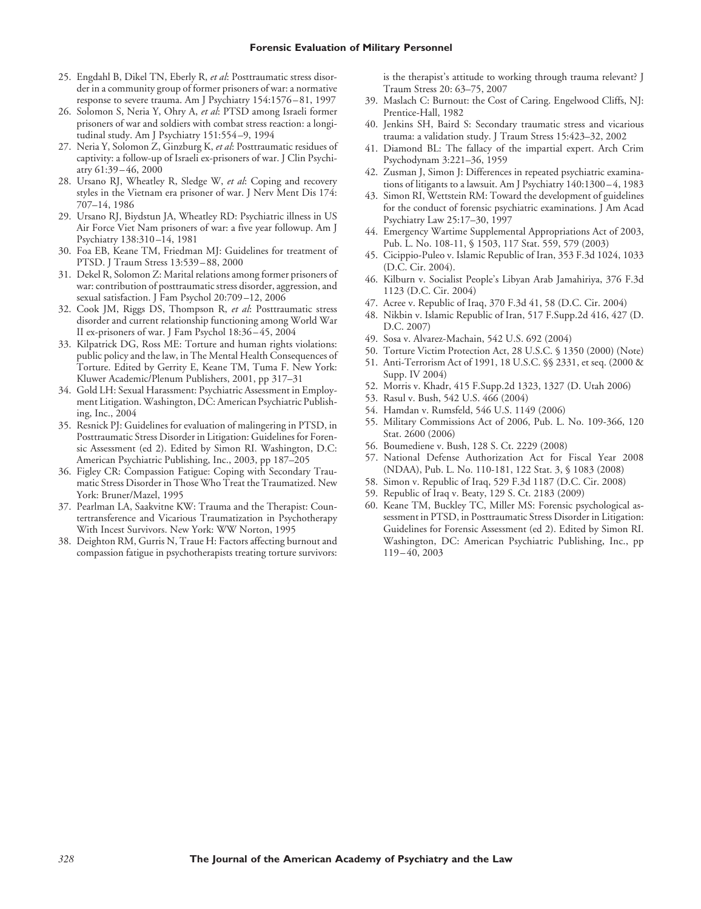25. Engdahl B, Dikel TN, Eberly R, *et al*: Posttraumatic stress disorder in a community group of former prisoners of war: a normative response to severe trauma. Am J Psychiatry 154:1576–81, 1997
26. Solomon S, Neria Y, Ohry A, *et al*: PTSD among Israeli former prisoners of war and soldiers with combat stress reaction: a longitudinal study. Am J Psychiatry 151:554–9, 1994
27. Neria Y, Solomon Z, Ginzburg K, *et al*: Posttraumatic residues of captivity: a follow-up of Israeli ex-prisoners of war. J Clin Psychiatry 61:39–46, 2000
28. Ursano RJ, Wheatley R, Sledge W, *et al*: Coping and recovery styles in the Vietnam era prisoner of war. J Nerv Ment Dis 174: 707–14, 1986
29. Ursano RJ, Biydstun JA, Wheatley RD: Psychiatric illness in US Air Force Viet Nam prisoners of war: a five year followup. Am J Psychiatry 138:310–14, 1981
30. Foa EB, Keane TM, Friedman MJ: Guidelines for treatment of PTSD. J Traum Stress 13:539–88, 2000
31. Dekel R, Solomon Z: Marital relations among former prisoners of war: contribution of posttraumatic stress disorder, aggression, and sexual satisfaction. J Fam Psychol 20:709–12, 2006
32. Cook JM, Riggs DS, Thompson R, *et al*: Posttraumatic stress disorder and current relationship functioning among World War II ex-prisoners of war. J Fam Psychol 18:36–45, 2004
33. Kilpatrick DG, Ross ME: Torture and human rights violations: public policy and the law, in The Mental Health Consequences of Torture. Edited by Gerrity E, Keane TM, Tuma F. New York: Kluwer Academic/Plenum Publishers, 2001, pp 317–31
34. Gold LH: Sexual Harassment: Psychiatric Assessment in Employment Litigation. Washington, DC: American Psychiatric Publishing, Inc., 2004
35. Resnick PJ: Guidelines for evaluation of malingering in PTSD, in Posttraumatic Stress Disorder in Litigation: Guidelines for Forensic Assessment (ed 2). Edited by Simon RI. Washington, D.C: American Psychiatric Publishing, Inc., 2003, pp 187–205
36. Figley CR: Compassion Fatigue: Coping with Secondary Traumatic Stress Disorder in Those Who Treat the Traumatized. New York: Bruner/Mazel, 1995
37. Pearlman LA, Saakvitne KW: Trauma and the Therapist: Countertransference and Vicarious Traumatization in Psychotherapy With Incest Survivors. New York: WW Norton, 1995
38. Deighton RM, Gurris N, Traue H: Factors affecting burnout and compassion fatigue in psychotherapists treating torture survivors: is the therapist's attitude to working through trauma relevant? J Traum Stress 20: 63–75, 2007
39. Maslach C: Burnout: the Cost of Caring. Engelwood Cliffs, NJ: Prentice-Hall, 1982
40. Jenkins SH, Baird S: Secondary traumatic stress and vicarious trauma: a validation study. J Traum Stress 15:423–32, 2002
41. Diamond BL: The fallacy of the impartial expert. Arch Crim Psychodynam 3:221–36, 1959
42. Zusman J, Simon J: Differences in repeated psychiatric examinations of litigants to a lawsuit. Am J Psychiatry 140:1300–4, 1983
43. Simon RI, Wettstein RM: Toward the development of guidelines for the conduct of forensic psychiatric examinations. J Am Acad Psychiatry Law 25:17–30, 1997
44. Emergency Wartime Supplemental Appropriations Act of 2003, Pub. L. No. 108-11, § 1503, 117 Stat. 559, 579 (2003)
45. Cicippio-Puleo v. Islamic Republic of Iran, 353 F.3d 1024, 1033 (D.C. Cir. 2004).
46. Kilburn v. Socialist People's Libyan Arab Jamahiriya, 376 F.3d 1123 (D.C. Cir. 2004)
47. Acree v. Republic of Iraq, 370 F.3d 41, 58 (D.C. Cir. 2004)
48. Nikbin v. Islamic Republic of Iran, 517 F.Supp.2d 416, 427 (D. D.C. 2007)
49. Sosa v. Alvarez-Machain, 542 U.S. 692 (2004)
50. Torture Victim Protection Act, 28 U.S.C. § 1350 (2000) (Note)
51. Anti-Terrorism Act of 1991, 18 U.S.C. §§ 2331, et seq. (2000 & Supp. IV 2004)
52. Morris v. Khadr, 415 F.Supp.2d 1323, 1327 (D. Utah 2006)
53. Rasul v. Bush, 542 U.S. 466 (2004)
54. Hamdan v. Rumsfeld, 546 U.S. 1149 (2006)
55. Military Commissions Act of 2006, Pub. L. No. 109-366, 120 Stat. 2600 (2006)
56. Boumediene v. Bush, 128 S. Ct. 2229 (2008)
57. National Defense Authorization Act for Fiscal Year 2008 (NDAA), Pub. L. No. 110-181, 122 Stat. 3, § 1083 (2008)
58. Simon v. Republic of Iraq, 529 F.3d 1187 (D.C. Cir. 2008)
59. Republic of Iraq v. Beaty, 129 S. Ct. 2183 (2009)
60. Keane TM, Buckley TC, Miller MS: Forensic psychological assessment in PTSD, in Posttraumatic Stress Disorder in Litigation: Guidelines for Forensic Assessment (ed 2). Edited by Simon RI. Washington, DC: American Psychiatric Publishing, Inc., pp 119–40, 2003